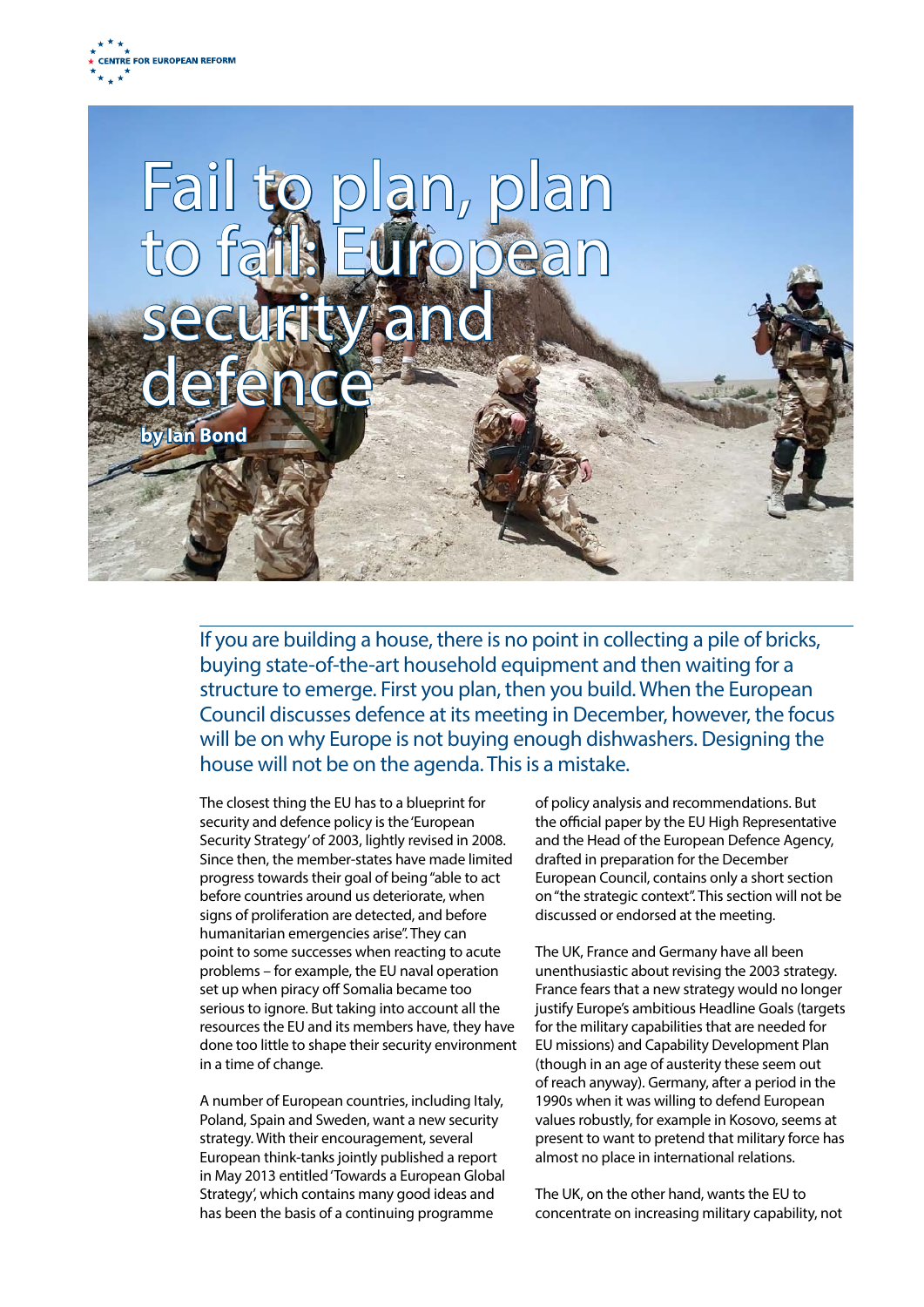CENTRE FOR EUROPEAN REFORM

# Fail to plan, plan to fail: European security and defence

**by Ian Bond**

If you are building a house, there is no point in collecting a pile of bricks, buying state-of-the-art household equipment and then waiting for a structure to emerge. First you plan, then you build. When the European Council discusses defence at its meeting in December, however, the focus will be on why Europe is not buying enough dishwashers. Designing the house will not be on the agenda. This is a mistake.

The closest thing the EU has to a blueprint for security and defence policy is the 'European Security Strategy' of 2003, lightly revised in 2008. Since then, the member-states have made limited progress towards their goal of being "able to act before countries around us deteriorate, when signs of proliferation are detected, and before humanitarian emergencies arise". They can point to some successes when reacting to acute problems – for example, the EU naval operation set up when piracy off Somalia became too serious to ignore. But taking into account all the resources the EU and its members have, they have done too little to shape their security environment in a time of change.

A number of European countries, including Italy, Poland, Spain and Sweden, want a new security strategy. With their encouragement, several European think-tanks jointly published a report in May 2013 entitled 'Towards a European Global Strategy', which contains many good ideas and has been the basis of a continuing programme of policy analysis and recommendations. But the official paper by the EU High Representative and the Head of the European Defence Agency, drafted in preparation for the December European Council, contains only a short section on "the strategic context". This section will not be discussed or endorsed at the meeting.

The UK, France and Germany have all been unenthusiastic about revising the 2003 strategy. France fears that a new strategy would no longer justify Europe's ambitious Headline Goals (targets for the military capabilities that are needed for EU missions) and Capability Development Plan (though in an age of austerity these seem out of reach anyway). Germany, after a period in the 1990s when it was willing to defend European values robustly, for example in Kosovo, seems at present to want to pretend that military force has almost no place in international relations.

The UK, on the other hand, wants the EU to concentrate on increasing military capability, not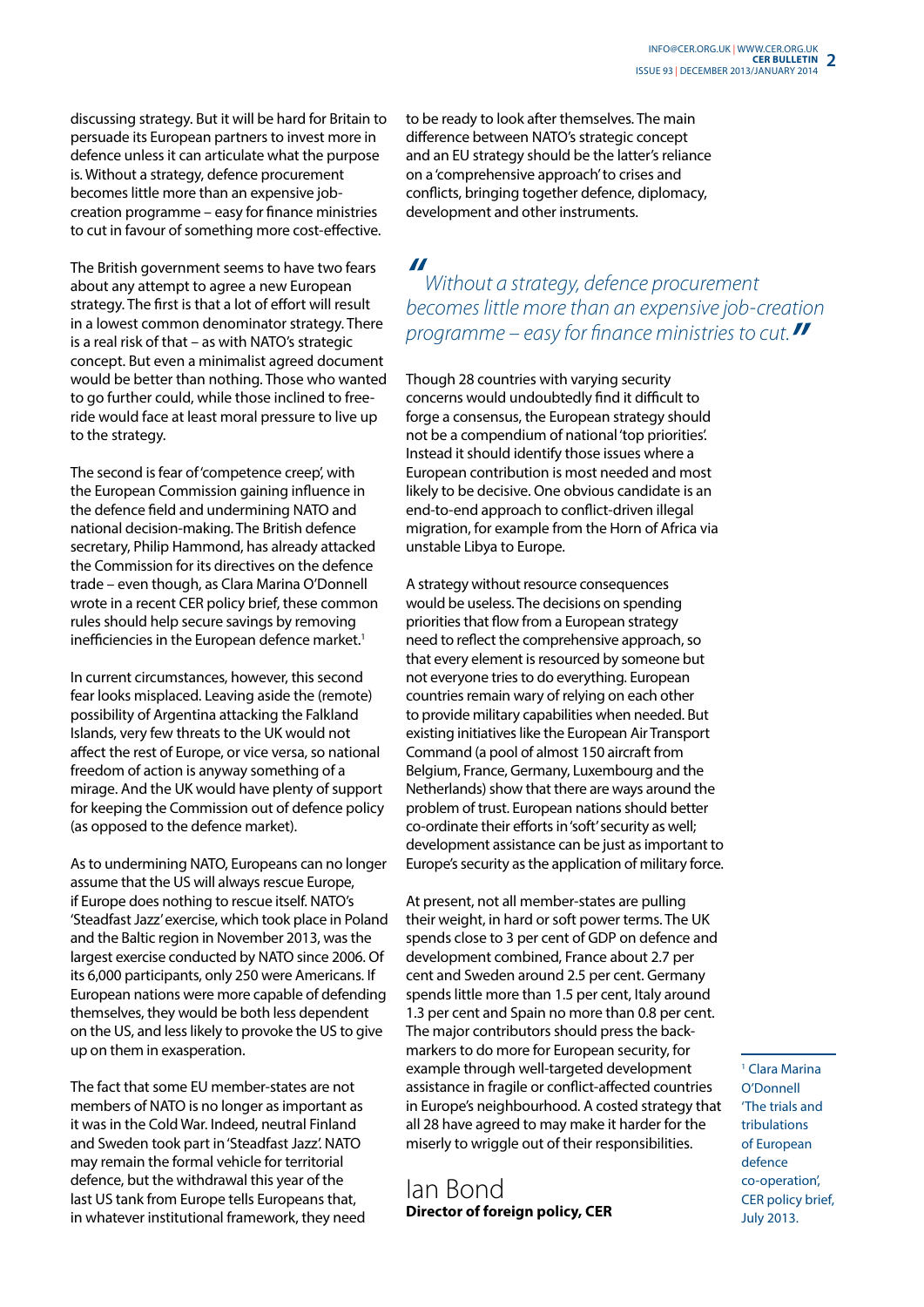discussing strategy. But it will be hard for Britain to persuade its European partners to invest more in defence unless it can articulate what the purpose is. Without a strategy, defence procurement becomes little more than an expensive job-creation programme – easy for finance ministries to cut in favour of something more cost-effective.

The British government seems to have two fears about any attempt to agree a new European strategy. The first is that a lot of effort will result in a lowest common denominator strategy. There is a real risk of that – as with NATO's strategic concept. But even a minimalist agreed document would be better than nothing. Those who wanted to go further could, while those inclined to free-ride would face at least moral pressure to live up to the strategy.

The second is fear of 'competence creep', with the European Commission gaining influence in the defence field and undermining NATO and national decision-making. The British defence secretary, Philip Hammond, has already attacked the Commission for its directives on the defence trade – even though, as Clara Marina O'Donnell wrote in a recent CER policy brief, these common rules should help secure savings by removing inefficiencies in the European defence market.[1]

In current circumstances, however, this second fear looks misplaced. Leaving aside the (remote) possibility of Argentina attacking the Falkland Islands, very few threats to the UK would not affect the rest of Europe, or vice versa, so national freedom of action is anyway something of a mirage. And the UK would have plenty of support for keeping the Commission out of defence policy (as opposed to the defence market).

As to undermining NATO, Europeans can no longer assume that the US will always rescue Europe, if Europe does nothing to rescue itself. NATO's 'Steadfast Jazz' exercise, which took place in Poland and the Baltic region in November 2013, was the largest exercise conducted by NATO since 2006. Of its 6,000 participants, only 250 were Americans. If European nations were more capable of defending themselves, they would be both less dependent on the US, and less likely to provoke the US to give up on them in exasperation.

The fact that some EU member-states are not members of NATO is no longer as important as it was in the Cold War. Indeed, neutral Finland and Sweden took part in 'Steadfast Jazz'. NATO may remain the formal vehicle for territorial defence, but the withdrawal this year of the last US tank from Europe tells Europeans that, in whatever institutional framework, they need to be ready to look after themselves. The main difference between NATO's strategic concept and an EU strategy should be the latter's reliance on a 'comprehensive approach' to crises and conflicts, bringing together defence, diplomacy, development and other instruments.

> *"Without a strategy, defence procurement becomes little more than an expensive job-creation programme – easy for finance ministries to cut."*

Though 28 countries with varying security concerns would undoubtedly find it difficult to forge a consensus, the European strategy should not be a compendium of national 'top priorities'. Instead it should identify those issues where a European contribution is most needed and most likely to be decisive. One obvious candidate is an end-to-end approach to conflict-driven illegal migration, for example from the Horn of Africa via unstable Libya to Europe.

A strategy without resource consequences would be useless. The decisions on spending priorities that flow from a European strategy need to reflect the comprehensive approach, so that every element is resourced by someone but not everyone tries to do everything. European countries remain wary of relying on each other to provide military capabilities when needed. But existing initiatives like the European Air Transport Command (a pool of almost 150 aircraft from Belgium, France, Germany, Luxembourg and the Netherlands) show that there are ways around the problem of trust. European nations should better co-ordinate their efforts in 'soft' security as well; development assistance can be just as important to Europe's security as the application of military force.

At present, not all member-states are pulling their weight, in hard or soft power terms. The UK spends close to 3 per cent of GDP on defence and development combined, France about 2.7 per cent and Sweden around 2.5 per cent. Germany spends little more than 1.5 per cent, Italy around 1.3 per cent and Spain no more than 0.8 per cent. The major contributors should press the back-markers to do more for European security, for example through well-targeted development assistance in fragile or conflict-affected countries in Europe's neighbourhood. A costed strategy that all 28 have agreed to may make it harder for the miserly to wriggle out of their responsibilities.

Ian Bond
**Director of foreign policy, CER**

[1] Clara Marina O'Donnell 'The trials and tribulations of European defence co-operation', CER policy brief, July 2013.